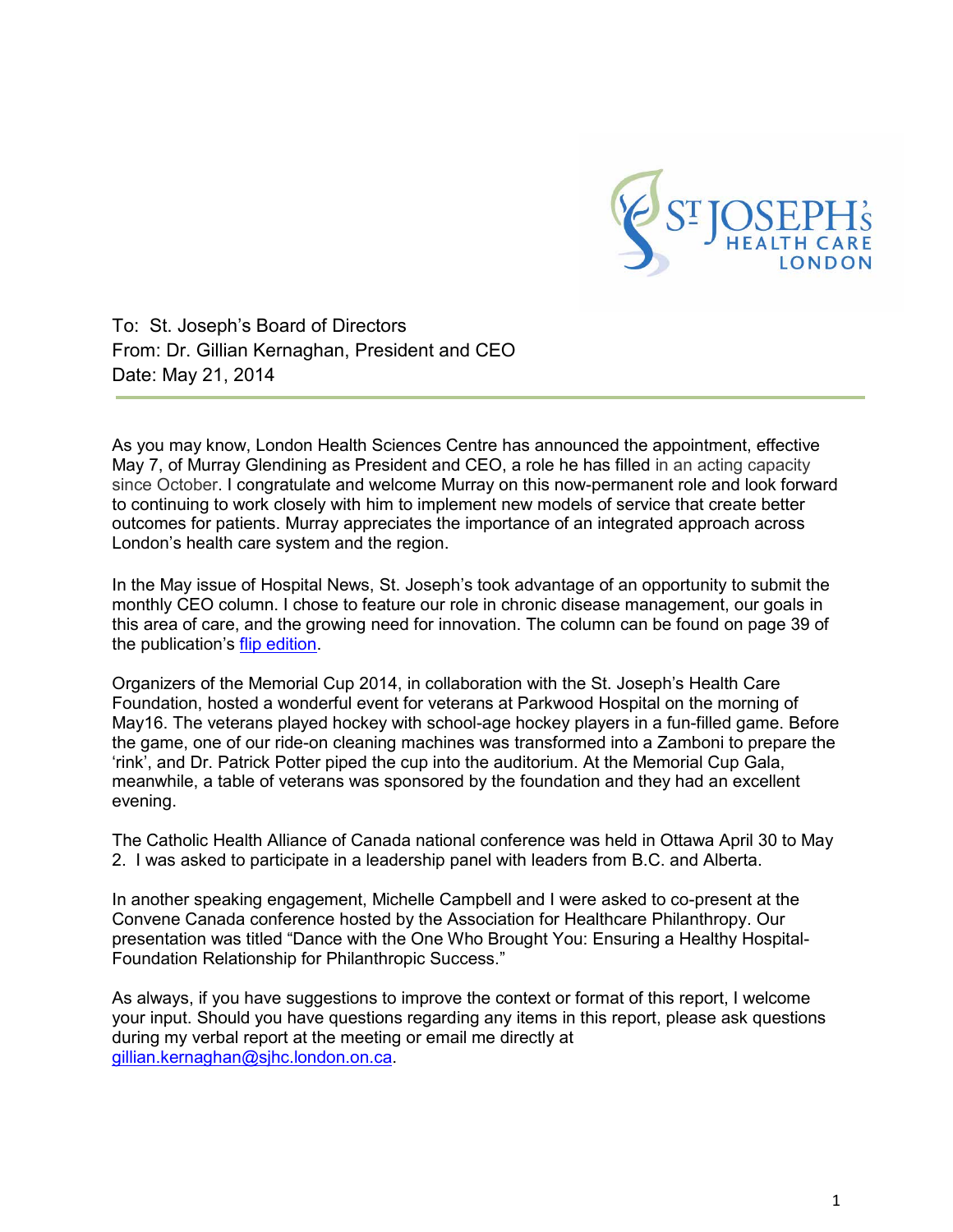ST JOSEPH'S HEALTH CARE LONDON

To: St. Joseph's Board of Directors
From: Dr. Gillian Kernaghan, President and CEO
Date: May 21, 2014

---

As you may know, London Health Sciences Centre has announced the appointment, effective May 7, of Murray Glendining as President and CEO, a role he has filled in an acting capacity since October. I congratulate and welcome Murray on this now-permanent role and look forward to continuing to work closely with him to implement new models of service that create better outcomes for patients. Murray appreciates the importance of an integrated approach across London's health care system and the region.

In the May issue of Hospital News, St. Joseph's took advantage of an opportunity to submit the monthly CEO column. I chose to feature our role in chronic disease management, our goals in this area of care, and the growing need for innovation. The column can be found on page 39 of the publication's [flip edition](flip edition).

Organizers of the Memorial Cup 2014, in collaboration with the St. Joseph's Health Care Foundation, hosted a wonderful event for veterans at Parkwood Hospital on the morning of May16. The veterans played hockey with school-age hockey players in a fun-filled game. Before the game, one of our ride-on cleaning machines was transformed into a Zamboni to prepare the 'rink', and Dr. Patrick Potter piped the cup into the auditorium. At the Memorial Cup Gala, meanwhile, a table of veterans was sponsored by the foundation and they had an excellent evening.

The Catholic Health Alliance of Canada national conference was held in Ottawa April 30 to May 2. I was asked to participate in a leadership panel with leaders from B.C. and Alberta.

In another speaking engagement, Michelle Campbell and I were asked to co-present at the Convene Canada conference hosted by the Association for Healthcare Philanthropy. Our presentation was titled "Dance with the One Who Brought You: Ensuring a Healthy Hospital-Foundation Relationship for Philanthropic Success."

As always, if you have suggestions to improve the context or format of this report, I welcome your input. Should you have questions regarding any items in this report, please ask questions during my verbal report at the meeting or email me directly at gillian.kernaghan@sjhc.london.on.ca.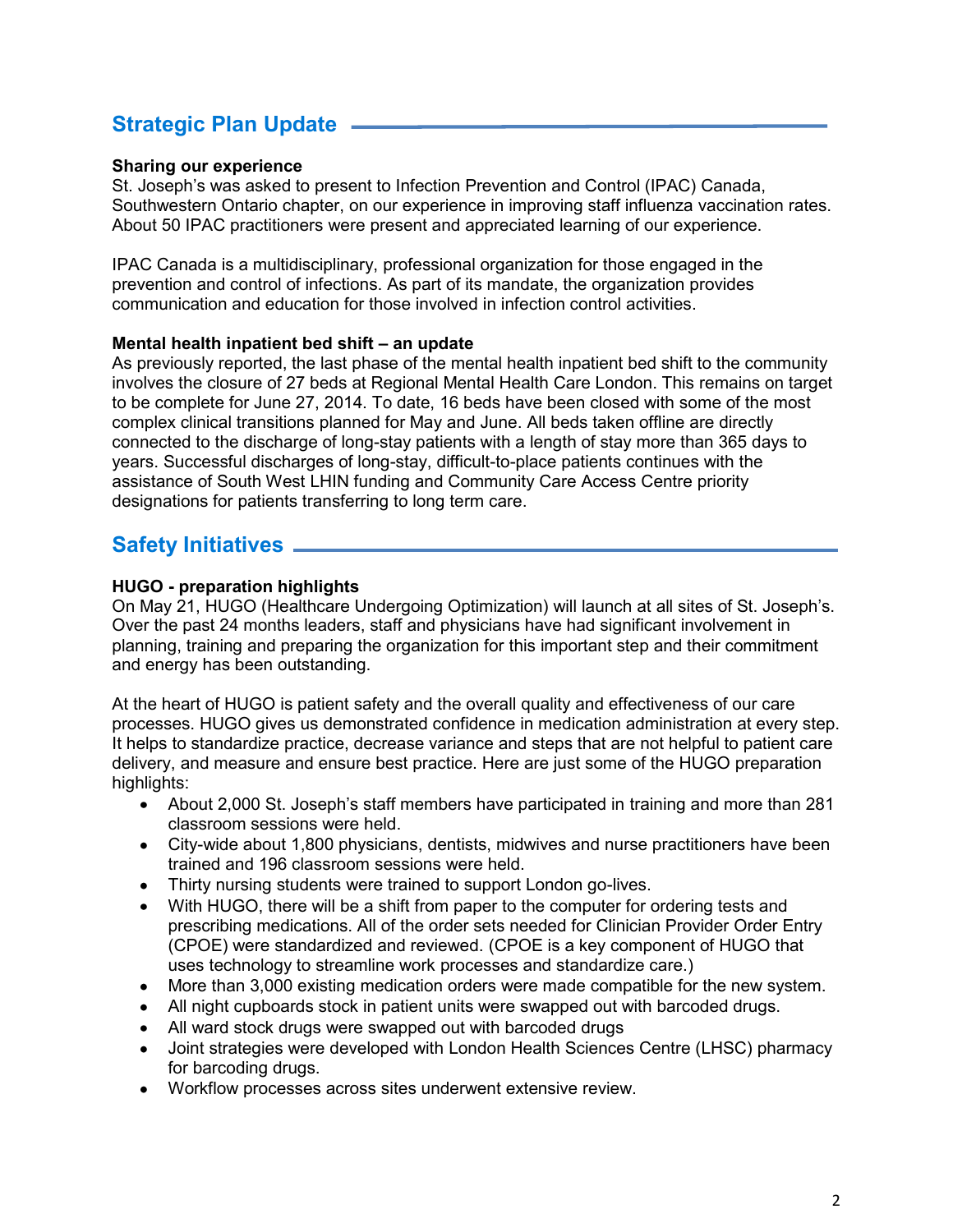## Strategic Plan Update

**Sharing our experience**

St. Joseph's was asked to present to Infection Prevention and Control (IPAC) Canada, Southwestern Ontario chapter, on our experience in improving staff influenza vaccination rates. About 50 IPAC practitioners were present and appreciated learning of our experience.

IPAC Canada is a multidisciplinary, professional organization for those engaged in the prevention and control of infections. As part of its mandate, the organization provides communication and education for those involved in infection control activities.

**Mental health inpatient bed shift – an update**

As previously reported, the last phase of the mental health inpatient bed shift to the community involves the closure of 27 beds at Regional Mental Health Care London. This remains on target to be complete for June 27, 2014. To date, 16 beds have been closed with some of the most complex clinical transitions planned for May and June. All beds taken offline are directly connected to the discharge of long-stay patients with a length of stay more than 365 days to years. Successful discharges of long-stay, difficult-to-place patients continues with the assistance of South West LHIN funding and Community Care Access Centre priority designations for patients transferring to long term care.

## Safety Initiatives

**HUGO - preparation highlights**

On May 21, HUGO (Healthcare Undergoing Optimization) will launch at all sites of St. Joseph's. Over the past 24 months leaders, staff and physicians have had significant involvement in planning, training and preparing the organization for this important step and their commitment and energy has been outstanding.

At the heart of HUGO is patient safety and the overall quality and effectiveness of our care processes. HUGO gives us demonstrated confidence in medication administration at every step. It helps to standardize practice, decrease variance and steps that are not helpful to patient care delivery, and measure and ensure best practice. Here are just some of the HUGO preparation highlights:

- About 2,000 St. Joseph's staff members have participated in training and more than 281 classroom sessions were held.
- City-wide about 1,800 physicians, dentists, midwives and nurse practitioners have been trained and 196 classroom sessions were held.
- Thirty nursing students were trained to support London go-lives.
- With HUGO, there will be a shift from paper to the computer for ordering tests and prescribing medications. All of the order sets needed for Clinician Provider Order Entry (CPOE) were standardized and reviewed. (CPOE is a key component of HUGO that uses technology to streamline work processes and standardize care.)
- More than 3,000 existing medication orders were made compatible for the new system.
- All night cupboards stock in patient units were swapped out with barcoded drugs.
- All ward stock drugs were swapped out with barcoded drugs
- Joint strategies were developed with London Health Sciences Centre (LHSC) pharmacy for barcoding drugs.
- Workflow processes across sites underwent extensive review.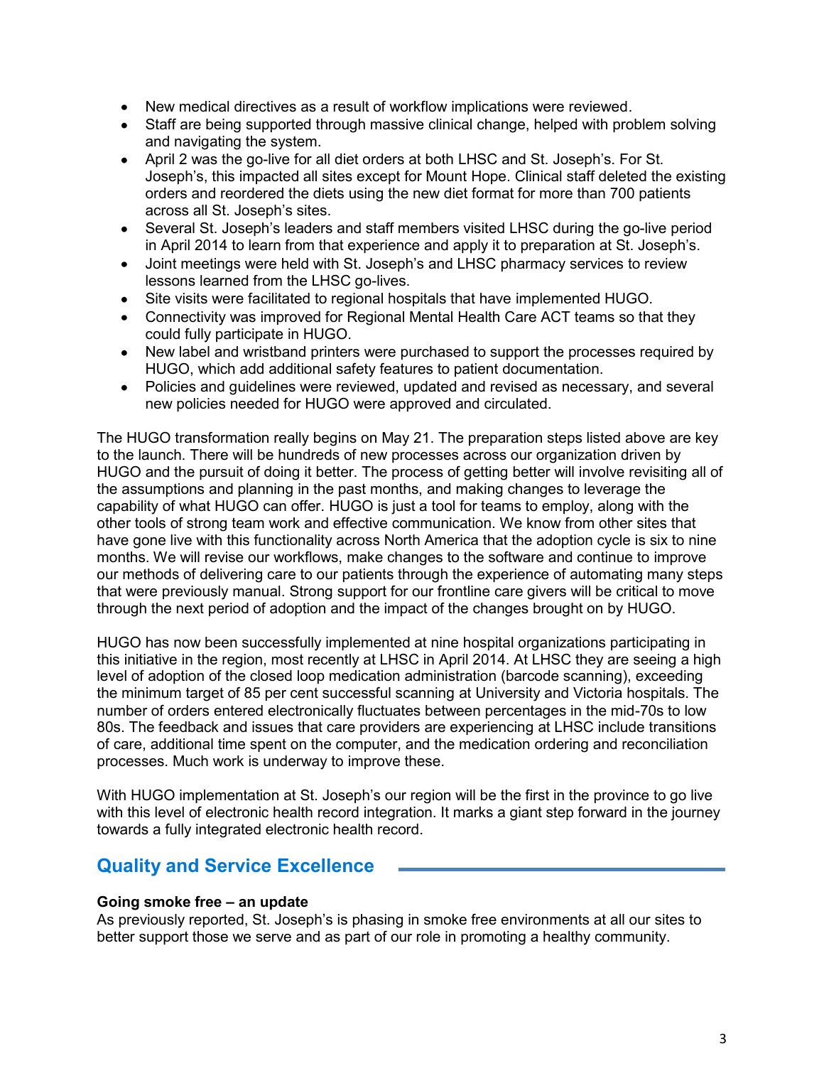- New medical directives as a result of workflow implications were reviewed.
- Staff are being supported through massive clinical change, helped with problem solving and navigating the system.
- April 2 was the go-live for all diet orders at both LHSC and St. Joseph's. For St. Joseph's, this impacted all sites except for Mount Hope. Clinical staff deleted the existing orders and reordered the diets using the new diet format for more than 700 patients across all St. Joseph's sites.
- Several St. Joseph's leaders and staff members visited LHSC during the go-live period in April 2014 to learn from that experience and apply it to preparation at St. Joseph's.
- Joint meetings were held with St. Joseph's and LHSC pharmacy services to review lessons learned from the LHSC go-lives.
- Site visits were facilitated to regional hospitals that have implemented HUGO.
- Connectivity was improved for Regional Mental Health Care ACT teams so that they could fully participate in HUGO.
- New label and wristband printers were purchased to support the processes required by HUGO, which add additional safety features to patient documentation.
- Policies and guidelines were reviewed, updated and revised as necessary, and several new policies needed for HUGO were approved and circulated.

The HUGO transformation really begins on May 21. The preparation steps listed above are key to the launch. There will be hundreds of new processes across our organization driven by HUGO and the pursuit of doing it better. The process of getting better will involve revisiting all of the assumptions and planning in the past months, and making changes to leverage the capability of what HUGO can offer. HUGO is just a tool for teams to employ, along with the other tools of strong team work and effective communication. We know from other sites that have gone live with this functionality across North America that the adoption cycle is six to nine months. We will revise our workflows, make changes to the software and continue to improve our methods of delivering care to our patients through the experience of automating many steps that were previously manual. Strong support for our frontline care givers will be critical to move through the next period of adoption and the impact of the changes brought on by HUGO.

HUGO has now been successfully implemented at nine hospital organizations participating in this initiative in the region, most recently at LHSC in April 2014. At LHSC they are seeing a high level of adoption of the closed loop medication administration (barcode scanning), exceeding the minimum target of 85 per cent successful scanning at University and Victoria hospitals. The number of orders entered electronically fluctuates between percentages in the mid-70s to low 80s. The feedback and issues that care providers are experiencing at LHSC include transitions of care, additional time spent on the computer, and the medication ordering and reconciliation processes. Much work is underway to improve these.

With HUGO implementation at St. Joseph's our region will be the first in the province to go live with this level of electronic health record integration. It marks a giant step forward in the journey towards a fully integrated electronic health record.

## Quality and Service Excellence

**Going smoke free – an update**

As previously reported, St. Joseph's is phasing in smoke free environments at all our sites to better support those we serve and as part of our role in promoting a healthy community.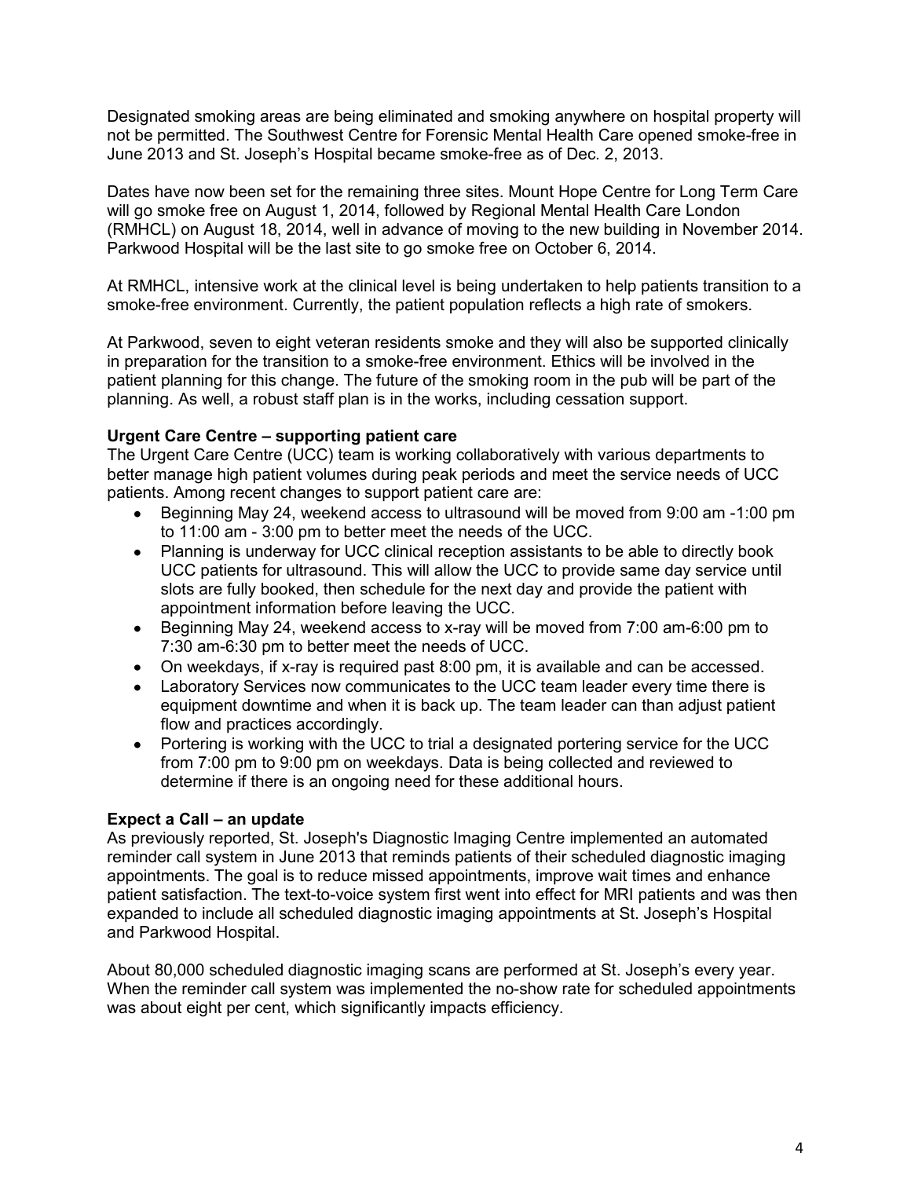Designated smoking areas are being eliminated and smoking anywhere on hospital property will not be permitted. The Southwest Centre for Forensic Mental Health Care opened smoke-free in June 2013 and St. Joseph's Hospital became smoke-free as of Dec. 2, 2013.

Dates have now been set for the remaining three sites. Mount Hope Centre for Long Term Care will go smoke free on August 1, 2014, followed by Regional Mental Health Care London (RMHCL) on August 18, 2014, well in advance of moving to the new building in November 2014. Parkwood Hospital will be the last site to go smoke free on October 6, 2014.

At RMHCL, intensive work at the clinical level is being undertaken to help patients transition to a smoke-free environment. Currently, the patient population reflects a high rate of smokers.

At Parkwood, seven to eight veteran residents smoke and they will also be supported clinically in preparation for the transition to a smoke-free environment. Ethics will be involved in the patient planning for this change. The future of the smoking room in the pub will be part of the planning. As well, a robust staff plan is in the works, including cessation support.

**Urgent Care Centre – supporting patient care**

The Urgent Care Centre (UCC) team is working collaboratively with various departments to better manage high patient volumes during peak periods and meet the service needs of UCC patients. Among recent changes to support patient care are:

- Beginning May 24, weekend access to ultrasound will be moved from 9:00 am -1:00 pm to 11:00 am - 3:00 pm to better meet the needs of the UCC.
- Planning is underway for UCC clinical reception assistants to be able to directly book UCC patients for ultrasound. This will allow the UCC to provide same day service until slots are fully booked, then schedule for the next day and provide the patient with appointment information before leaving the UCC.
- Beginning May 24, weekend access to x-ray will be moved from 7:00 am-6:00 pm to 7:30 am-6:30 pm to better meet the needs of UCC.
- On weekdays, if x-ray is required past 8:00 pm, it is available and can be accessed.
- Laboratory Services now communicates to the UCC team leader every time there is equipment downtime and when it is back up. The team leader can than adjust patient flow and practices accordingly.
- Portering is working with the UCC to trial a designated portering service for the UCC from 7:00 pm to 9:00 pm on weekdays. Data is being collected and reviewed to determine if there is an ongoing need for these additional hours.

**Expect a Call – an update**

As previously reported, St. Joseph's Diagnostic Imaging Centre implemented an automated reminder call system in June 2013 that reminds patients of their scheduled diagnostic imaging appointments. The goal is to reduce missed appointments, improve wait times and enhance patient satisfaction. The text-to-voice system first went into effect for MRI patients and was then expanded to include all scheduled diagnostic imaging appointments at St. Joseph's Hospital and Parkwood Hospital.

About 80,000 scheduled diagnostic imaging scans are performed at St. Joseph's every year. When the reminder call system was implemented the no-show rate for scheduled appointments was about eight per cent, which significantly impacts efficiency.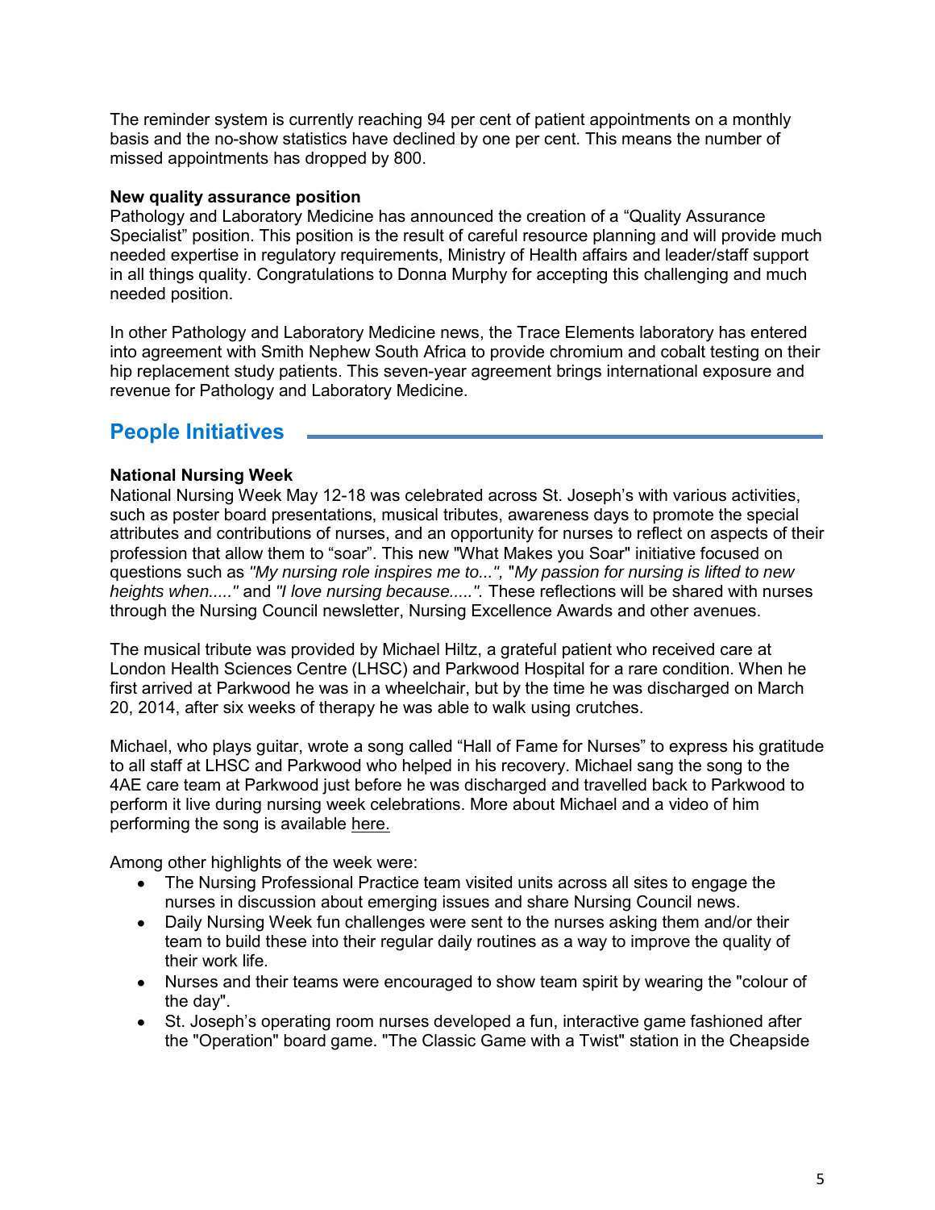The reminder system is currently reaching 94 per cent of patient appointments on a monthly basis and the no-show statistics have declined by one per cent. This means the number of missed appointments has dropped by 800.

**New quality assurance position**

Pathology and Laboratory Medicine has announced the creation of a "Quality Assurance Specialist" position. This position is the result of careful resource planning and will provide much needed expertise in regulatory requirements, Ministry of Health affairs and leader/staff support in all things quality. Congratulations to Donna Murphy for accepting this challenging and much needed position.

In other Pathology and Laboratory Medicine news, the Trace Elements laboratory has entered into agreement with Smith Nephew South Africa to provide chromium and cobalt testing on their hip replacement study patients. This seven-year agreement brings international exposure and revenue for Pathology and Laboratory Medicine.

## People Initiatives

**National Nursing Week**

National Nursing Week May 12-18 was celebrated across St. Joseph's with various activities, such as poster board presentations, musical tributes, awareness days to promote the special attributes and contributions of nurses, and an opportunity for nurses to reflect on aspects of their profession that allow them to "soar". This new "What Makes you Soar" initiative focused on questions such as *"My nursing role inspires me to...",* "*My passion for nursing is lifted to new heights when....."* and *"I love nursing because.....".* These reflections will be shared with nurses through the Nursing Council newsletter, Nursing Excellence Awards and other avenues.

The musical tribute was provided by Michael Hiltz, a grateful patient who received care at London Health Sciences Centre (LHSC) and Parkwood Hospital for a rare condition. When he first arrived at Parkwood he was in a wheelchair, but by the time he was discharged on March 20, 2014, after six weeks of therapy he was able to walk using crutches.

Michael, who plays guitar, wrote a song called "Hall of Fame for Nurses" to express his gratitude to all staff at LHSC and Parkwood who helped in his recovery. Michael sang the song to the 4AE care team at Parkwood just before he was discharged and travelled back to Parkwood to perform it live during nursing week celebrations. More about Michael and a video of him performing the song is available here.

Among other highlights of the week were:

- The Nursing Professional Practice team visited units across all sites to engage the nurses in discussion about emerging issues and share Nursing Council news.
- Daily Nursing Week fun challenges were sent to the nurses asking them and/or their team to build these into their regular daily routines as a way to improve the quality of their work life.
- Nurses and their teams were encouraged to show team spirit by wearing the "colour of the day".
- St. Joseph's operating room nurses developed a fun, interactive game fashioned after the "Operation" board game. "The Classic Game with a Twist" station in the Cheapside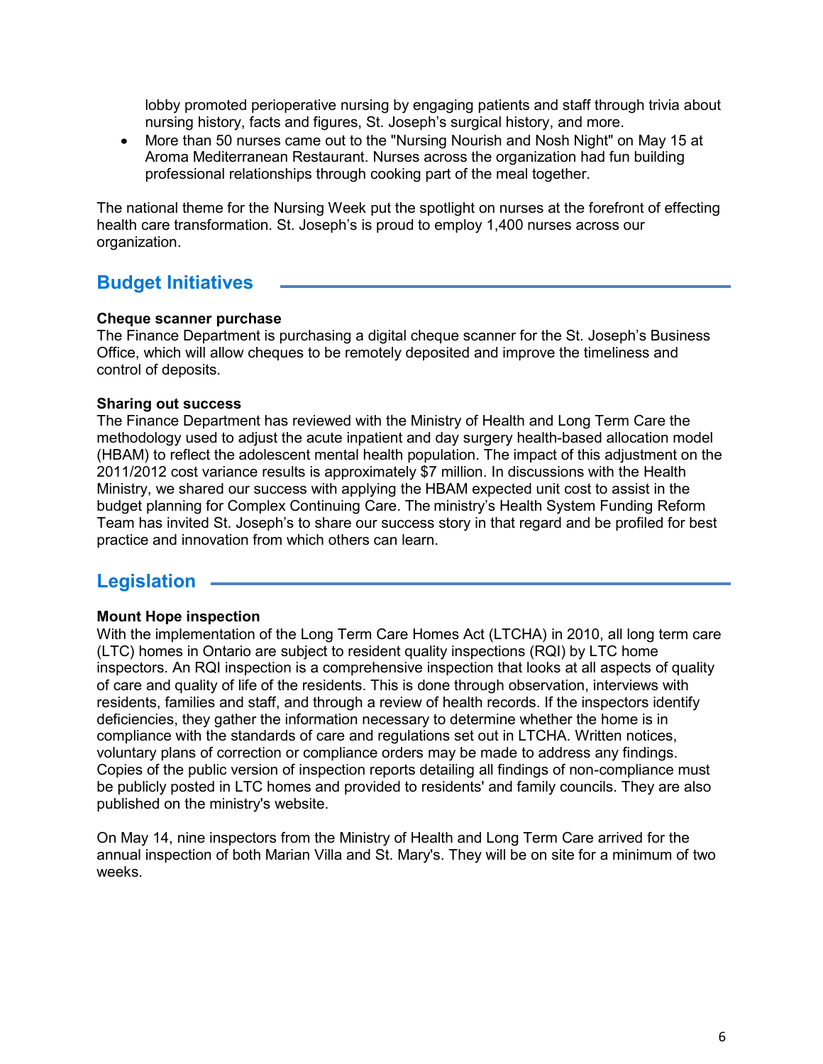lobby promoted perioperative nursing by engaging patients and staff through trivia about nursing history, facts and figures, St. Joseph's surgical history, and more.

- More than 50 nurses came out to the "Nursing Nourish and Nosh Night" on May 15 at Aroma Mediterranean Restaurant. Nurses across the organization had fun building professional relationships through cooking part of the meal together.

The national theme for the Nursing Week put the spotlight on nurses at the forefront of effecting health care transformation. St. Joseph's is proud to employ 1,400 nurses across our organization.

## Budget Initiatives

**Cheque scanner purchase**
The Finance Department is purchasing a digital cheque scanner for the St. Joseph's Business Office, which will allow cheques to be remotely deposited and improve the timeliness and control of deposits.

**Sharing out success**
The Finance Department has reviewed with the Ministry of Health and Long Term Care the methodology used to adjust the acute inpatient and day surgery health-based allocation model (HBAM) to reflect the adolescent mental health population. The impact of this adjustment on the 2011/2012 cost variance results is approximately $7 million. In discussions with the Health Ministry, we shared our success with applying the HBAM expected unit cost to assist in the budget planning for Complex Continuing Care. The ministry's Health System Funding Reform Team has invited St. Joseph's to share our success story in that regard and be profiled for best practice and innovation from which others can learn.

## Legislation

**Mount Hope inspection**
With the implementation of the Long Term Care Homes Act (LTCHA) in 2010, all long term care (LTC) homes in Ontario are subject to resident quality inspections (RQI) by LTC home inspectors. An RQI inspection is a comprehensive inspection that looks at all aspects of quality of care and quality of life of the residents. This is done through observation, interviews with residents, families and staff, and through a review of health records. If the inspectors identify deficiencies, they gather the information necessary to determine whether the home is in compliance with the standards of care and regulations set out in LTCHA. Written notices, voluntary plans of correction or compliance orders may be made to address any findings. Copies of the public version of inspection reports detailing all findings of non-compliance must be publicly posted in LTC homes and provided to residents' and family councils. They are also published on the ministry's website.

On May 14, nine inspectors from the Ministry of Health and Long Term Care arrived for the annual inspection of both Marian Villa and St. Mary's. They will be on site for a minimum of two weeks.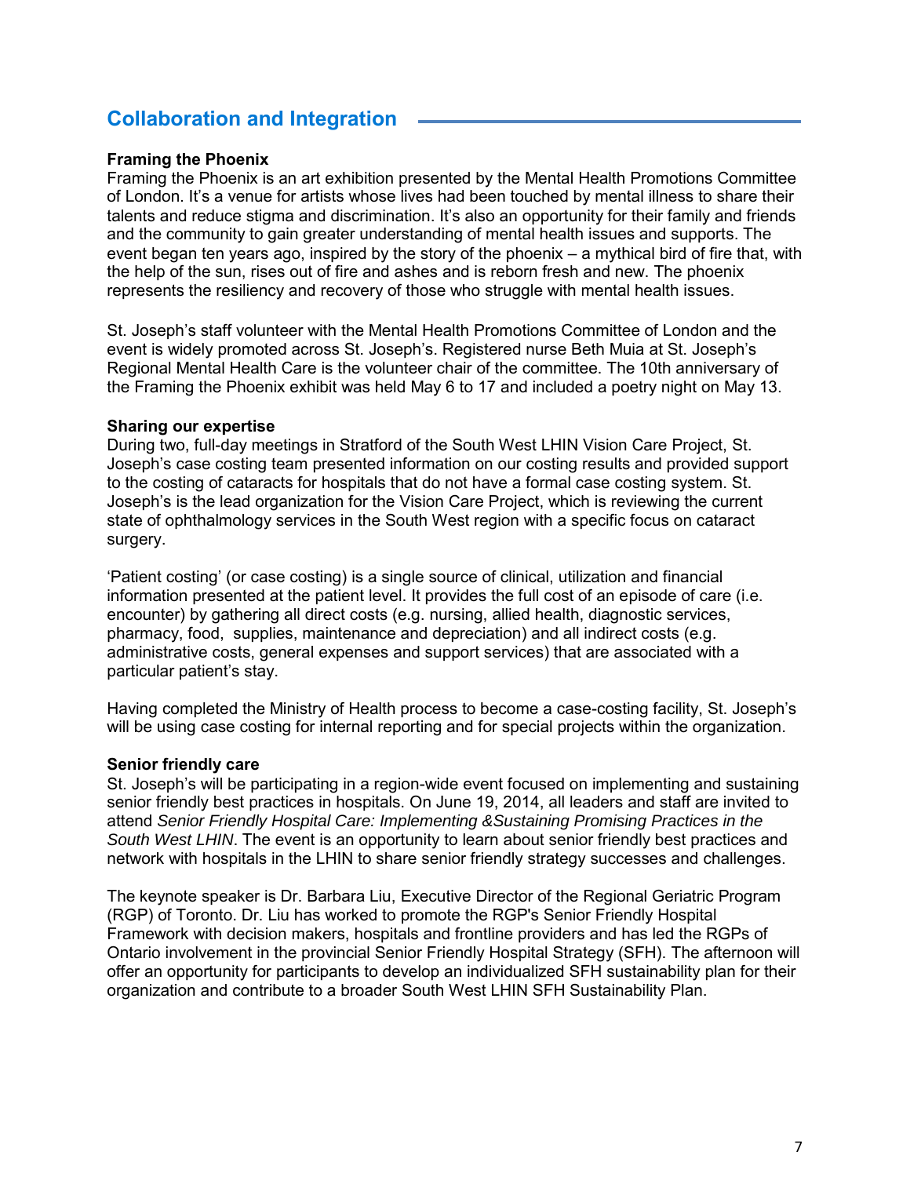## Collaboration and Integration

**Framing the Phoenix**
Framing the Phoenix is an art exhibition presented by the Mental Health Promotions Committee of London. It's a venue for artists whose lives had been touched by mental illness to share their talents and reduce stigma and discrimination. It's also an opportunity for their family and friends and the community to gain greater understanding of mental health issues and supports. The event began ten years ago, inspired by the story of the phoenix – a mythical bird of fire that, with the help of the sun, rises out of fire and ashes and is reborn fresh and new. The phoenix represents the resiliency and recovery of those who struggle with mental health issues.

St. Joseph's staff volunteer with the Mental Health Promotions Committee of London and the event is widely promoted across St. Joseph's. Registered nurse Beth Muia at St. Joseph's Regional Mental Health Care is the volunteer chair of the committee. The 10th anniversary of the Framing the Phoenix exhibit was held May 6 to 17 and included a poetry night on May 13.

**Sharing our expertise**
During two, full-day meetings in Stratford of the South West LHIN Vision Care Project, St. Joseph's case costing team presented information on our costing results and provided support to the costing of cataracts for hospitals that do not have a formal case costing system. St. Joseph's is the lead organization for the Vision Care Project, which is reviewing the current state of ophthalmology services in the South West region with a specific focus on cataract surgery.

'Patient costing' (or case costing) is a single source of clinical, utilization and financial information presented at the patient level. It provides the full cost of an episode of care (i.e. encounter) by gathering all direct costs (e.g. nursing, allied health, diagnostic services, pharmacy, food, supplies, maintenance and depreciation) and all indirect costs (e.g. administrative costs, general expenses and support services) that are associated with a particular patient's stay.

Having completed the Ministry of Health process to become a case-costing facility, St. Joseph's will be using case costing for internal reporting and for special projects within the organization.

**Senior friendly care**
St. Joseph's will be participating in a region-wide event focused on implementing and sustaining senior friendly best practices in hospitals. On June 19, 2014, all leaders and staff are invited to attend *Senior Friendly Hospital Care: Implementing &Sustaining Promising Practices in the South West LHIN*. The event is an opportunity to learn about senior friendly best practices and network with hospitals in the LHIN to share senior friendly strategy successes and challenges.

The keynote speaker is Dr. Barbara Liu, Executive Director of the Regional Geriatric Program (RGP) of Toronto. Dr. Liu has worked to promote the RGP's Senior Friendly Hospital Framework with decision makers, hospitals and frontline providers and has led the RGPs of Ontario involvement in the provincial Senior Friendly Hospital Strategy (SFH). The afternoon will offer an opportunity for participants to develop an individualized SFH sustainability plan for their organization and contribute to a broader South West LHIN SFH Sustainability Plan.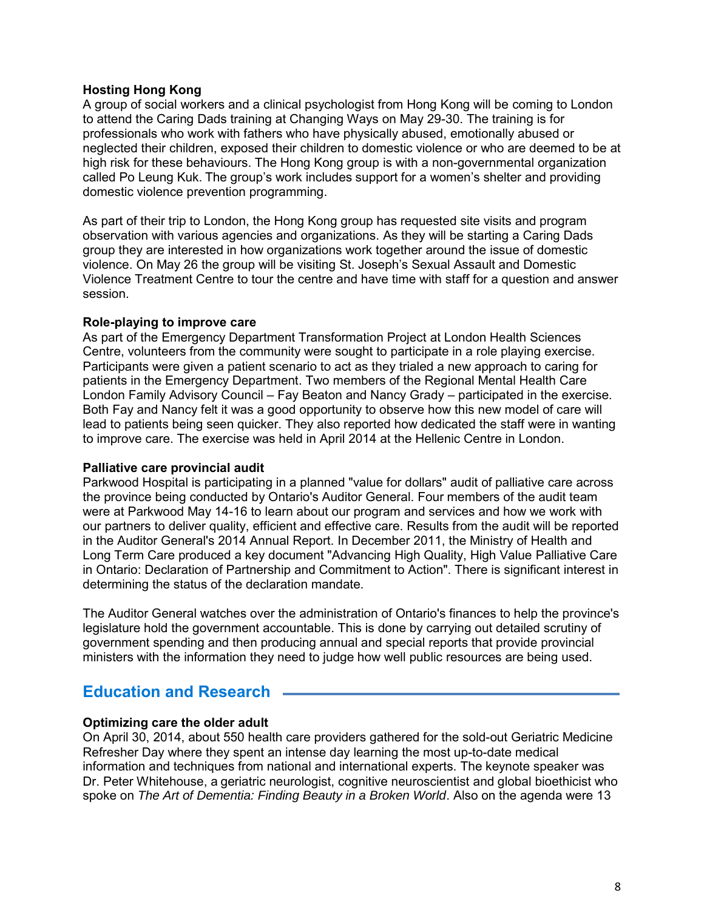**Hosting Hong Kong**

A group of social workers and a clinical psychologist from Hong Kong will be coming to London to attend the Caring Dads training at Changing Ways on May 29-30. The training is for professionals who work with fathers who have physically abused, emotionally abused or neglected their children, exposed their children to domestic violence or who are deemed to be at high risk for these behaviours. The Hong Kong group is with a non-governmental organization called Po Leung Kuk. The group's work includes support for a women's shelter and providing domestic violence prevention programming.

As part of their trip to London, the Hong Kong group has requested site visits and program observation with various agencies and organizations. As they will be starting a Caring Dads group they are interested in how organizations work together around the issue of domestic violence. On May 26 the group will be visiting St. Joseph's Sexual Assault and Domestic Violence Treatment Centre to tour the centre and have time with staff for a question and answer session.

**Role-playing to improve care**

As part of the Emergency Department Transformation Project at London Health Sciences Centre, volunteers from the community were sought to participate in a role playing exercise. Participants were given a patient scenario to act as they trialed a new approach to caring for patients in the Emergency Department. Two members of the Regional Mental Health Care London Family Advisory Council – Fay Beaton and Nancy Grady – participated in the exercise. Both Fay and Nancy felt it was a good opportunity to observe how this new model of care will lead to patients being seen quicker. They also reported how dedicated the staff were in wanting to improve care. The exercise was held in April 2014 at the Hellenic Centre in London.

**Palliative care provincial audit**

Parkwood Hospital is participating in a planned "value for dollars" audit of palliative care across the province being conducted by Ontario's Auditor General. Four members of the audit team were at Parkwood May 14-16 to learn about our program and services and how we work with our partners to deliver quality, efficient and effective care. Results from the audit will be reported in the Auditor General's 2014 Annual Report. In December 2011, the Ministry of Health and Long Term Care produced a key document "Advancing High Quality, High Value Palliative Care in Ontario: Declaration of Partnership and Commitment to Action". There is significant interest in determining the status of the declaration mandate.

The Auditor General watches over the administration of Ontario's finances to help the province's legislature hold the government accountable. This is done by carrying out detailed scrutiny of government spending and then producing annual and special reports that provide provincial ministers with the information they need to judge how well public resources are being used.

## Education and Research

**Optimizing care the older adult**

On April 30, 2014, about 550 health care providers gathered for the sold-out Geriatric Medicine Refresher Day where they spent an intense day learning the most up-to-date medical information and techniques from national and international experts. The keynote speaker was Dr. Peter Whitehouse, a geriatric neurologist, cognitive neuroscientist and global bioethicist who spoke on *The Art of Dementia: Finding Beauty in a Broken World*. Also on the agenda were 13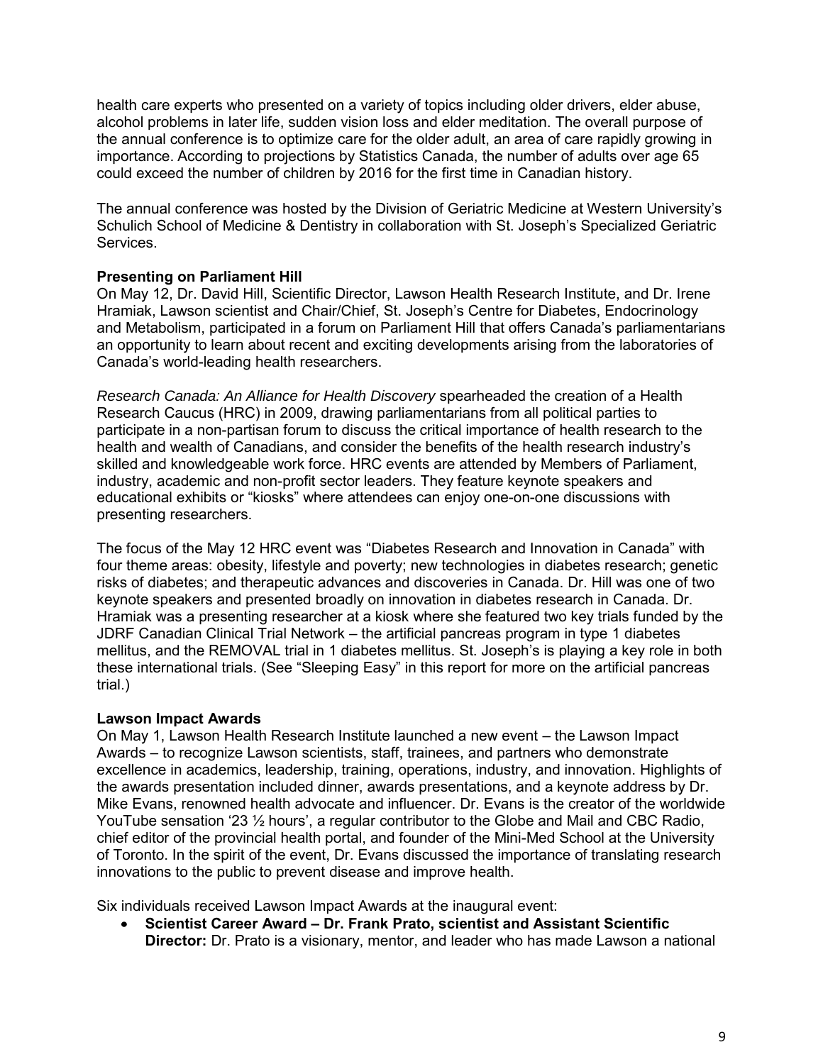health care experts who presented on a variety of topics including older drivers, elder abuse, alcohol problems in later life, sudden vision loss and elder meditation. The overall purpose of the annual conference is to optimize care for the older adult, an area of care rapidly growing in importance. According to projections by Statistics Canada, the number of adults over age 65 could exceed the number of children by 2016 for the first time in Canadian history.

The annual conference was hosted by the Division of Geriatric Medicine at Western University's Schulich School of Medicine & Dentistry in collaboration with St. Joseph's Specialized Geriatric Services.

**Presenting on Parliament Hill**

On May 12, Dr. David Hill, Scientific Director, Lawson Health Research Institute, and Dr. Irene Hramiak, Lawson scientist and Chair/Chief, St. Joseph's Centre for Diabetes, Endocrinology and Metabolism, participated in a forum on Parliament Hill that offers Canada's parliamentarians an opportunity to learn about recent and exciting developments arising from the laboratories of Canada's world-leading health researchers.

*Research Canada: An Alliance for Health Discovery* spearheaded the creation of a Health Research Caucus (HRC) in 2009, drawing parliamentarians from all political parties to participate in a non-partisan forum to discuss the critical importance of health research to the health and wealth of Canadians, and consider the benefits of the health research industry's skilled and knowledgeable work force. HRC events are attended by Members of Parliament, industry, academic and non-profit sector leaders. They feature keynote speakers and educational exhibits or "kiosks" where attendees can enjoy one-on-one discussions with presenting researchers.

The focus of the May 12 HRC event was "Diabetes Research and Innovation in Canada" with four theme areas: obesity, lifestyle and poverty; new technologies in diabetes research; genetic risks of diabetes; and therapeutic advances and discoveries in Canada. Dr. Hill was one of two keynote speakers and presented broadly on innovation in diabetes research in Canada. Dr. Hramiak was a presenting researcher at a kiosk where she featured two key trials funded by the JDRF Canadian Clinical Trial Network – the artificial pancreas program in type 1 diabetes mellitus, and the REMOVAL trial in 1 diabetes mellitus. St. Joseph's is playing a key role in both these international trials. (See "Sleeping Easy" in this report for more on the artificial pancreas trial.)

**Lawson Impact Awards**

On May 1, Lawson Health Research Institute launched a new event – the Lawson Impact Awards – to recognize Lawson scientists, staff, trainees, and partners who demonstrate excellence in academics, leadership, training, operations, industry, and innovation. Highlights of the awards presentation included dinner, awards presentations, and a keynote address by Dr. Mike Evans, renowned health advocate and influencer. Dr. Evans is the creator of the worldwide YouTube sensation '23 ½ hours', a regular contributor to the Globe and Mail and CBC Radio, chief editor of the provincial health portal, and founder of the Mini-Med School at the University of Toronto. In the spirit of the event, Dr. Evans discussed the importance of translating research innovations to the public to prevent disease and improve health.

Six individuals received Lawson Impact Awards at the inaugural event:

- **Scientist Career Award – Dr. Frank Prato, scientist and Assistant Scientific Director:** Dr. Prato is a visionary, mentor, and leader who has made Lawson a national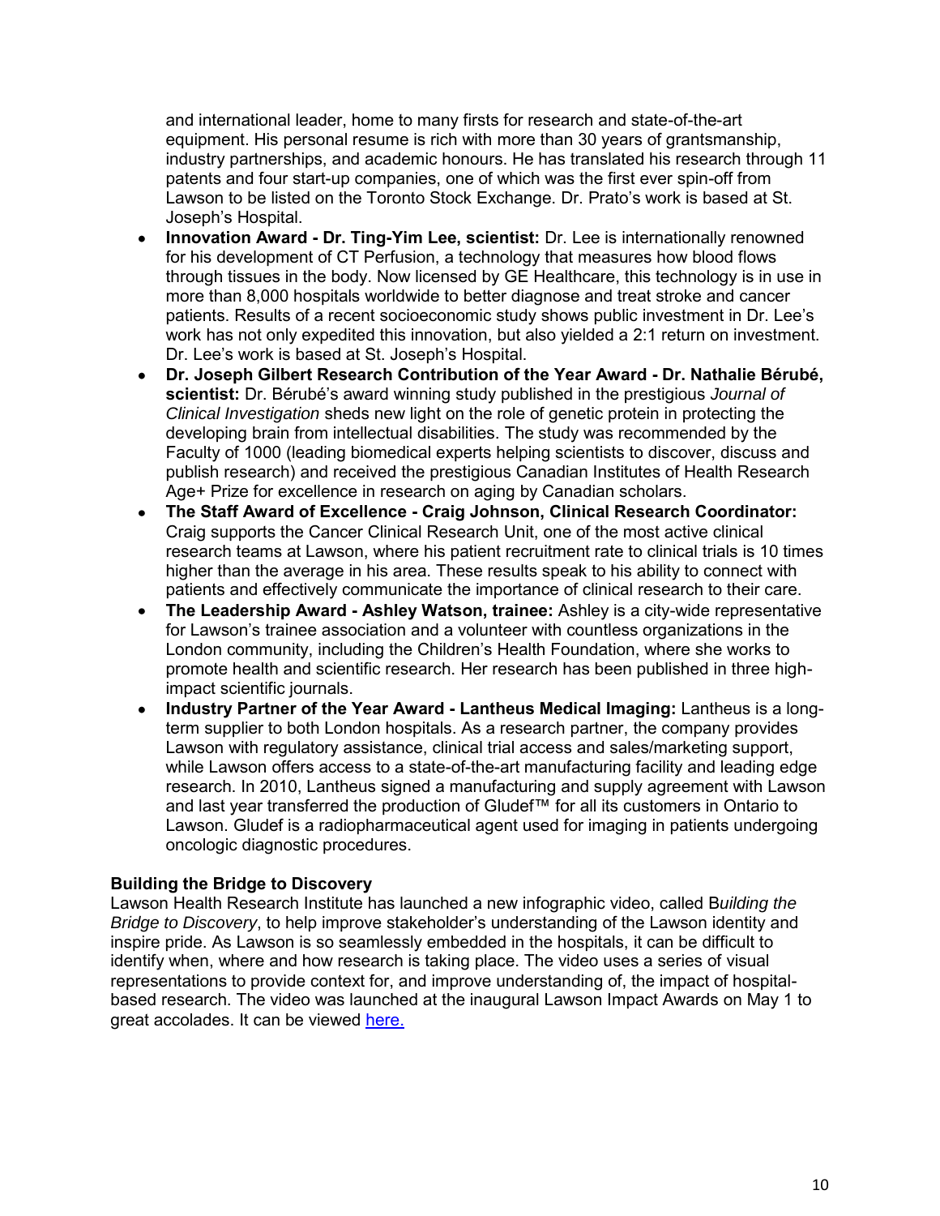and international leader, home to many firsts for research and state-of-the-art equipment. His personal resume is rich with more than 30 years of grantsmanship, industry partnerships, and academic honours. He has translated his research through 11 patents and four start-up companies, one of which was the first ever spin-off from Lawson to be listed on the Toronto Stock Exchange. Dr. Prato's work is based at St. Joseph's Hospital.

- **Innovation Award - Dr. Ting-Yim Lee, scientist:** Dr. Lee is internationally renowned for his development of CT Perfusion, a technology that measures how blood flows through tissues in the body. Now licensed by GE Healthcare, this technology is in use in more than 8,000 hospitals worldwide to better diagnose and treat stroke and cancer patients. Results of a recent socioeconomic study shows public investment in Dr. Lee's work has not only expedited this innovation, but also yielded a 2:1 return on investment. Dr. Lee's work is based at St. Joseph's Hospital.
- **Dr. Joseph Gilbert Research Contribution of the Year Award - Dr. Nathalie Bérubé, scientist:** Dr. Bérubé's award winning study published in the prestigious *Journal of Clinical Investigation* sheds new light on the role of genetic protein in protecting the developing brain from intellectual disabilities. The study was recommended by the Faculty of 1000 (leading biomedical experts helping scientists to discover, discuss and publish research) and received the prestigious Canadian Institutes of Health Research Age+ Prize for excellence in research on aging by Canadian scholars.
- **The Staff Award of Excellence - Craig Johnson, Clinical Research Coordinator:** Craig supports the Cancer Clinical Research Unit, one of the most active clinical research teams at Lawson, where his patient recruitment rate to clinical trials is 10 times higher than the average in his area. These results speak to his ability to connect with patients and effectively communicate the importance of clinical research to their care.
- **The Leadership Award - Ashley Watson, trainee:** Ashley is a city-wide representative for Lawson's trainee association and a volunteer with countless organizations in the London community, including the Children's Health Foundation, where she works to promote health and scientific research. Her research has been published in three high-impact scientific journals.
- **Industry Partner of the Year Award - Lantheus Medical Imaging:** Lantheus is a long-term supplier to both London hospitals. As a research partner, the company provides Lawson with regulatory assistance, clinical trial access and sales/marketing support, while Lawson offers access to a state-of-the-art manufacturing facility and leading edge research. In 2010, Lantheus signed a manufacturing and supply agreement with Lawson and last year transferred the production of Gludef™ for all its customers in Ontario to Lawson. Gludef is a radiopharmaceutical agent used for imaging in patients undergoing oncologic diagnostic procedures.

**Building the Bridge to Discovery**

Lawson Health Research Institute has launched a new infographic video, called B*uilding the Bridge to Discovery*, to help improve stakeholder's understanding of the Lawson identity and inspire pride. As Lawson is so seamlessly embedded in the hospitals, it can be difficult to identify when, where and how research is taking place. The video uses a series of visual representations to provide context for, and improve understanding of, the impact of hospital-based research. The video was launched at the inaugural Lawson Impact Awards on May 1 to great accolades. It can be viewed here.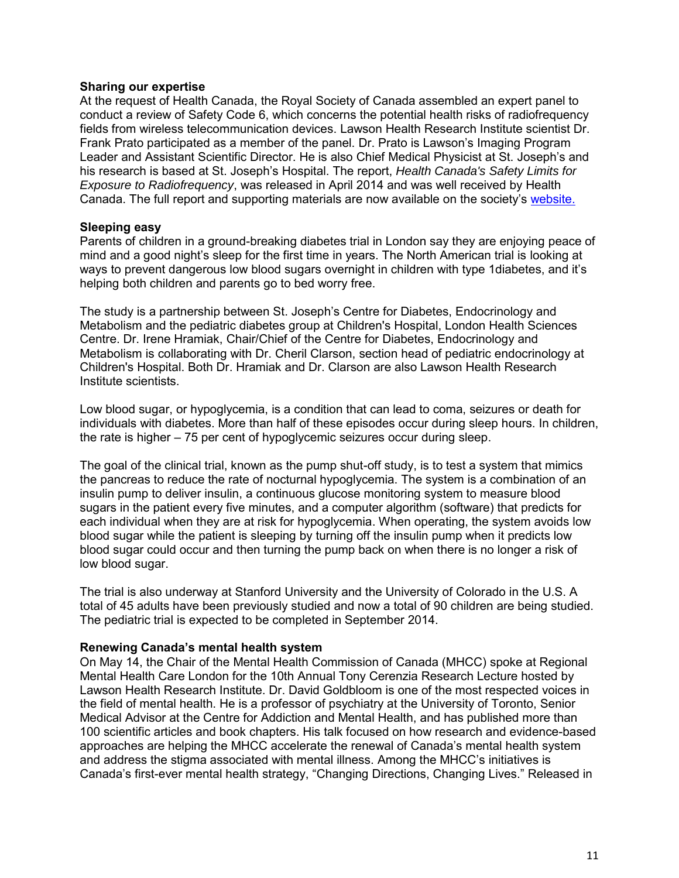**Sharing our expertise**

At the request of Health Canada, the Royal Society of Canada assembled an expert panel to conduct a review of Safety Code 6, which concerns the potential health risks of radiofrequency fields from wireless telecommunication devices. Lawson Health Research Institute scientist Dr. Frank Prato participated as a member of the panel. Dr. Prato is Lawson's Imaging Program Leader and Assistant Scientific Director. He is also Chief Medical Physicist at St. Joseph's and his research is based at St. Joseph's Hospital. The report, *Health Canada's Safety Limits for Exposure to Radiofrequency*, was released in April 2014 and was well received by Health Canada. The full report and supporting materials are now available on the society's website.

**Sleeping easy**

Parents of children in a ground-breaking diabetes trial in London say they are enjoying peace of mind and a good night's sleep for the first time in years. The North American trial is looking at ways to prevent dangerous low blood sugars overnight in children with type 1diabetes, and it's helping both children and parents go to bed worry free.

The study is a partnership between St. Joseph's Centre for Diabetes, Endocrinology and Metabolism and the pediatric diabetes group at Children's Hospital, London Health Sciences Centre. Dr. Irene Hramiak, Chair/Chief of the Centre for Diabetes, Endocrinology and Metabolism is collaborating with Dr. Cheril Clarson, section head of pediatric endocrinology at Children's Hospital. Both Dr. Hramiak and Dr. Clarson are also Lawson Health Research Institute scientists.

Low blood sugar, or hypoglycemia, is a condition that can lead to coma, seizures or death for individuals with diabetes. More than half of these episodes occur during sleep hours. In children, the rate is higher – 75 per cent of hypoglycemic seizures occur during sleep.

The goal of the clinical trial, known as the pump shut-off study, is to test a system that mimics the pancreas to reduce the rate of nocturnal hypoglycemia. The system is a combination of an insulin pump to deliver insulin, a continuous glucose monitoring system to measure blood sugars in the patient every five minutes, and a computer algorithm (software) that predicts for each individual when they are at risk for hypoglycemia. When operating, the system avoids low blood sugar while the patient is sleeping by turning off the insulin pump when it predicts low blood sugar could occur and then turning the pump back on when there is no longer a risk of low blood sugar.

The trial is also underway at Stanford University and the University of Colorado in the U.S. A total of 45 adults have been previously studied and now a total of 90 children are being studied. The pediatric trial is expected to be completed in September 2014.

**Renewing Canada's mental health system**

On May 14, the Chair of the Mental Health Commission of Canada (MHCC) spoke at Regional Mental Health Care London for the 10th Annual Tony Cerenzia Research Lecture hosted by Lawson Health Research Institute. Dr. David Goldbloom is one of the most respected voices in the field of mental health. He is a professor of psychiatry at the University of Toronto, Senior Medical Advisor at the Centre for Addiction and Mental Health, and has published more than 100 scientific articles and book chapters. His talk focused on how research and evidence-based approaches are helping the MHCC accelerate the renewal of Canada's mental health system and address the stigma associated with mental illness. Among the MHCC's initiatives is Canada's first-ever mental health strategy, "Changing Directions, Changing Lives." Released in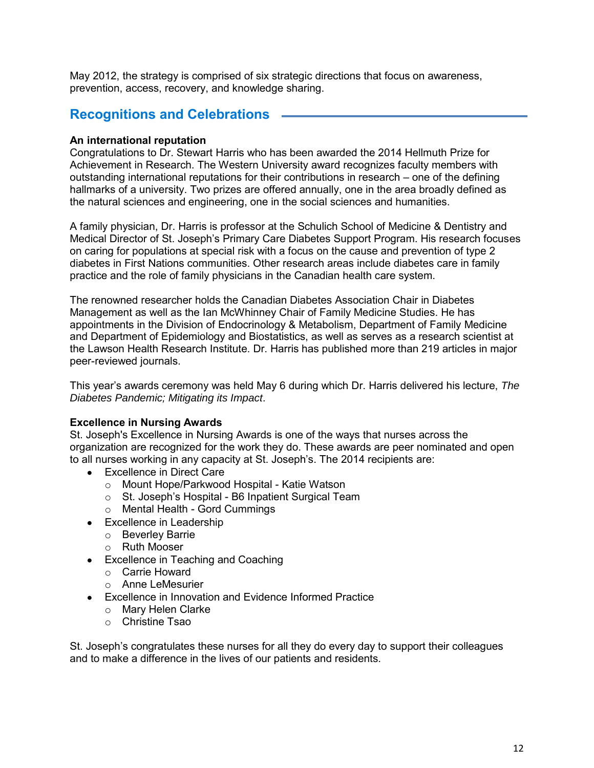May 2012, the strategy is comprised of six strategic directions that focus on awareness, prevention, access, recovery, and knowledge sharing.

## Recognitions and Celebrations

**An international reputation**

Congratulations to Dr. Stewart Harris who has been awarded the 2014 Hellmuth Prize for Achievement in Research. The Western University award recognizes faculty members with outstanding international reputations for their contributions in research – one of the defining hallmarks of a university. Two prizes are offered annually, one in the area broadly defined as the natural sciences and engineering, one in the social sciences and humanities.

A family physician, Dr. Harris is professor at the Schulich School of Medicine & Dentistry and Medical Director of St. Joseph's Primary Care Diabetes Support Program. His research focuses on caring for populations at special risk with a focus on the cause and prevention of type 2 diabetes in First Nations communities. Other research areas include diabetes care in family practice and the role of family physicians in the Canadian health care system.

The renowned researcher holds the Canadian Diabetes Association Chair in Diabetes Management as well as the Ian McWhinney Chair of Family Medicine Studies. He has appointments in the Division of Endocrinology & Metabolism, Department of Family Medicine and Department of Epidemiology and Biostatistics, as well as serves as a research scientist at the Lawson Health Research Institute. Dr. Harris has published more than 219 articles in major peer-reviewed journals.

This year's awards ceremony was held May 6 during which Dr. Harris delivered his lecture, *The Diabetes Pandemic; Mitigating its Impact*.

**Excellence in Nursing Awards**

St. Joseph's Excellence in Nursing Awards is one of the ways that nurses across the organization are recognized for the work they do. These awards are peer nominated and open to all nurses working in any capacity at St. Joseph's. The 2014 recipients are:

- Excellence in Direct Care
  - Mount Hope/Parkwood Hospital - Katie Watson
  - St. Joseph's Hospital - B6 Inpatient Surgical Team
  - Mental Health - Gord Cummings
- Excellence in Leadership
  - Beverley Barrie
  - Ruth Mooser
- Excellence in Teaching and Coaching
  - Carrie Howard
  - Anne LeMesurier
- Excellence in Innovation and Evidence Informed Practice
  - Mary Helen Clarke
  - Christine Tsao

St. Joseph's congratulates these nurses for all they do every day to support their colleagues and to make a difference in the lives of our patients and residents.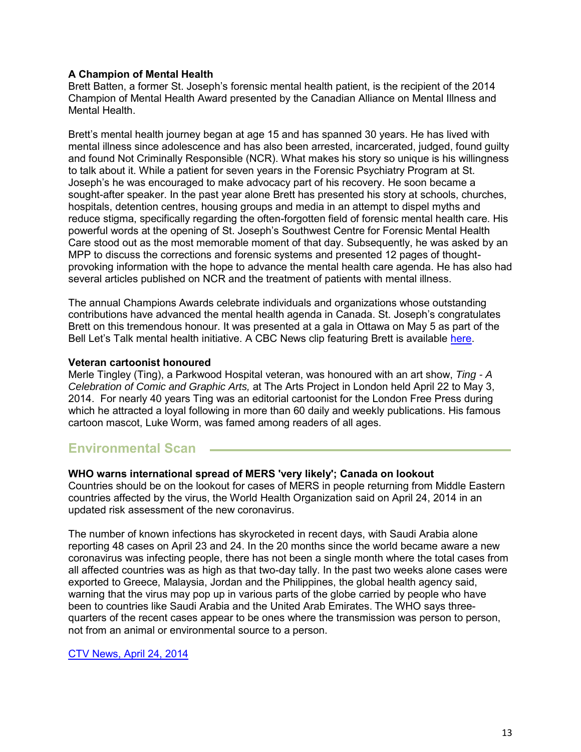### A Champion of Mental Health

Brett Batten, a former St. Joseph's forensic mental health patient, is the recipient of the 2014 Champion of Mental Health Award presented by the Canadian Alliance on Mental Illness and Mental Health.

Brett's mental health journey began at age 15 and has spanned 30 years. He has lived with mental illness since adolescence and has also been arrested, incarcerated, judged, found guilty and found Not Criminally Responsible (NCR). What makes his story so unique is his willingness to talk about it. While a patient for seven years in the Forensic Psychiatry Program at St. Joseph's he was encouraged to make advocacy part of his recovery. He soon became a sought-after speaker. In the past year alone Brett has presented his story at schools, churches, hospitals, detention centres, housing groups and media in an attempt to dispel myths and reduce stigma, specifically regarding the often-forgotten field of forensic mental health care. His powerful words at the opening of St. Joseph's Southwest Centre for Forensic Mental Health Care stood out as the most memorable moment of that day. Subsequently, he was asked by an MPP to discuss the corrections and forensic systems and presented 12 pages of thought-provoking information with the hope to advance the mental health care agenda. He has also had several articles published on NCR and the treatment of patients with mental illness.

The annual Champions Awards celebrate individuals and organizations whose outstanding contributions have advanced the mental health agenda in Canada. St. Joseph's congratulates Brett on this tremendous honour. It was presented at a gala in Ottawa on May 5 as part of the Bell Let's Talk mental health initiative. A CBC News clip featuring Brett is available here.

### Veteran cartoonist honoured

Merle Tingley (Ting), a Parkwood Hospital veteran, was honoured with an art show, *Ting - A Celebration of Comic and Graphic Arts,* at The Arts Project in London held April 22 to May 3, 2014. For nearly 40 years Ting was an editorial cartoonist for the London Free Press during which he attracted a loyal following in more than 60 daily and weekly publications. His famous cartoon mascot, Luke Worm, was famed among readers of all ages.

## Environmental Scan

### WHO warns international spread of MERS 'very likely'; Canada on lookout

Countries should be on the lookout for cases of MERS in people returning from Middle Eastern countries affected by the virus, the World Health Organization said on April 24, 2014 in an updated risk assessment of the new coronavirus.

The number of known infections has skyrocketed in recent days, with Saudi Arabia alone reporting 48 cases on April 23 and 24. In the 20 months since the world became aware a new coronavirus was infecting people, there has not been a single month where the total cases from all affected countries was as high as that two-day tally. In the past two weeks alone cases were exported to Greece, Malaysia, Jordan and the Philippines, the global health agency said, warning that the virus may pop up in various parts of the globe carried by people who have been to countries like Saudi Arabia and the United Arab Emirates. The WHO says three-quarters of the recent cases appear to be ones where the transmission was person to person, not from an animal or environmental source to a person.

CTV News, April 24, 2014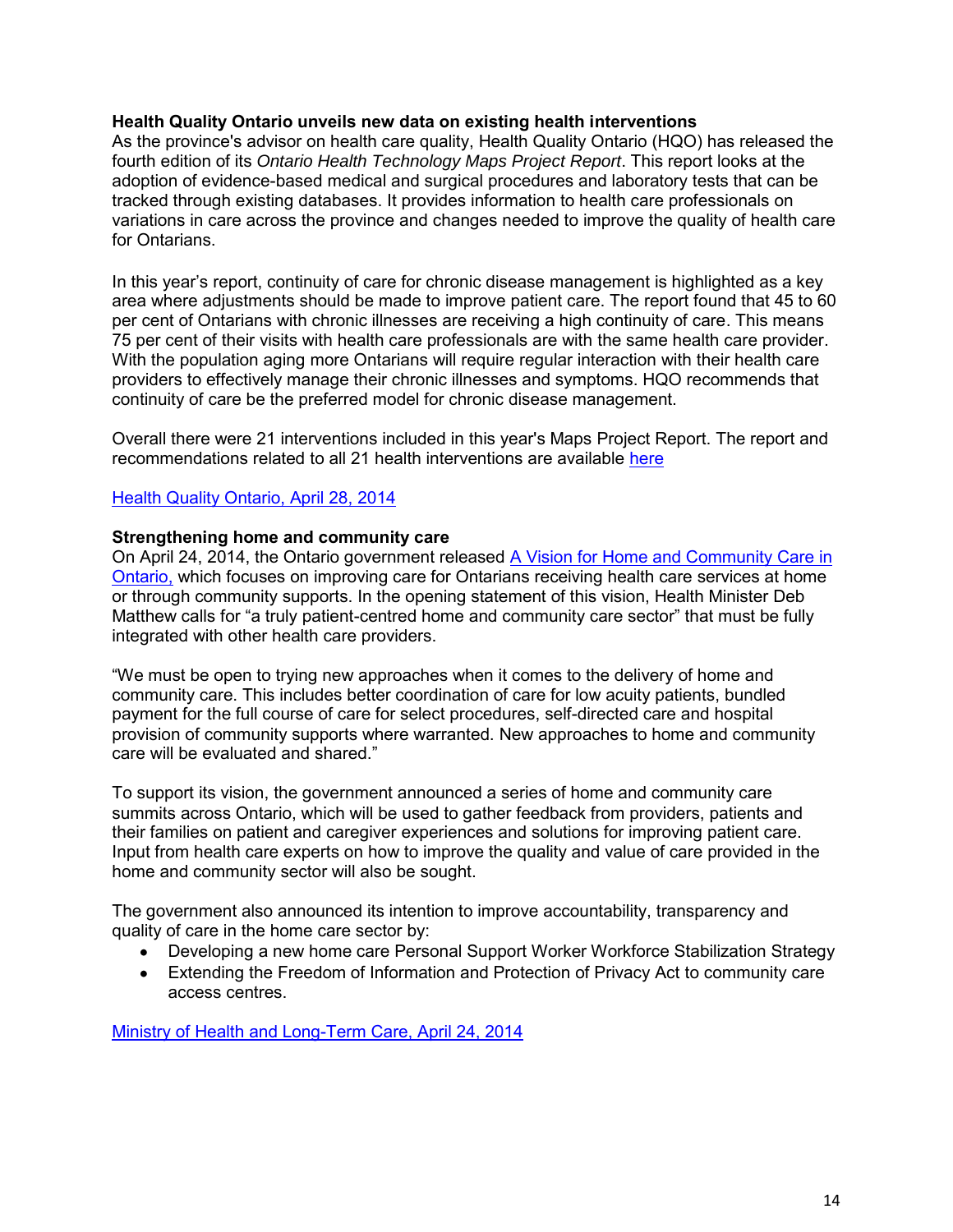**Health Quality Ontario unveils new data on existing health interventions**

As the province's advisor on health care quality, Health Quality Ontario (HQO) has released the fourth edition of its *Ontario Health Technology Maps Project Report*. This report looks at the adoption of evidence-based medical and surgical procedures and laboratory tests that can be tracked through existing databases. It provides information to health care professionals on variations in care across the province and changes needed to improve the quality of health care for Ontarians.

In this year's report, continuity of care for chronic disease management is highlighted as a key area where adjustments should be made to improve patient care. The report found that 45 to 60 per cent of Ontarians with chronic illnesses are receiving a high continuity of care. This means 75 per cent of their visits with health care professionals are with the same health care provider. With the population aging more Ontarians will require regular interaction with their health care providers to effectively manage their chronic illnesses and symptoms. HQO recommends that continuity of care be the preferred model for chronic disease management.

Overall there were 21 interventions included in this year's Maps Project Report. The report and recommendations related to all 21 health interventions are available here

Health Quality Ontario, April 28, 2014

**Strengthening home and community care**

On April 24, 2014, the Ontario government released A Vision for Home and Community Care in Ontario, which focuses on improving care for Ontarians receiving health care services at home or through community supports. In the opening statement of this vision, Health Minister Deb Matthew calls for "a truly patient-centred home and community care sector" that must be fully integrated with other health care providers.

"We must be open to trying new approaches when it comes to the delivery of home and community care. This includes better coordination of care for low acuity patients, bundled payment for the full course of care for select procedures, self-directed care and hospital provision of community supports where warranted. New approaches to home and community care will be evaluated and shared."

To support its vision, the government announced a series of home and community care summits across Ontario, which will be used to gather feedback from providers, patients and their families on patient and caregiver experiences and solutions for improving patient care. Input from health care experts on how to improve the quality and value of care provided in the home and community sector will also be sought.

The government also announced its intention to improve accountability, transparency and quality of care in the home care sector by:

- Developing a new home care Personal Support Worker Workforce Stabilization Strategy
- Extending the Freedom of Information and Protection of Privacy Act to community care access centres.

Ministry of Health and Long-Term Care, April 24, 2014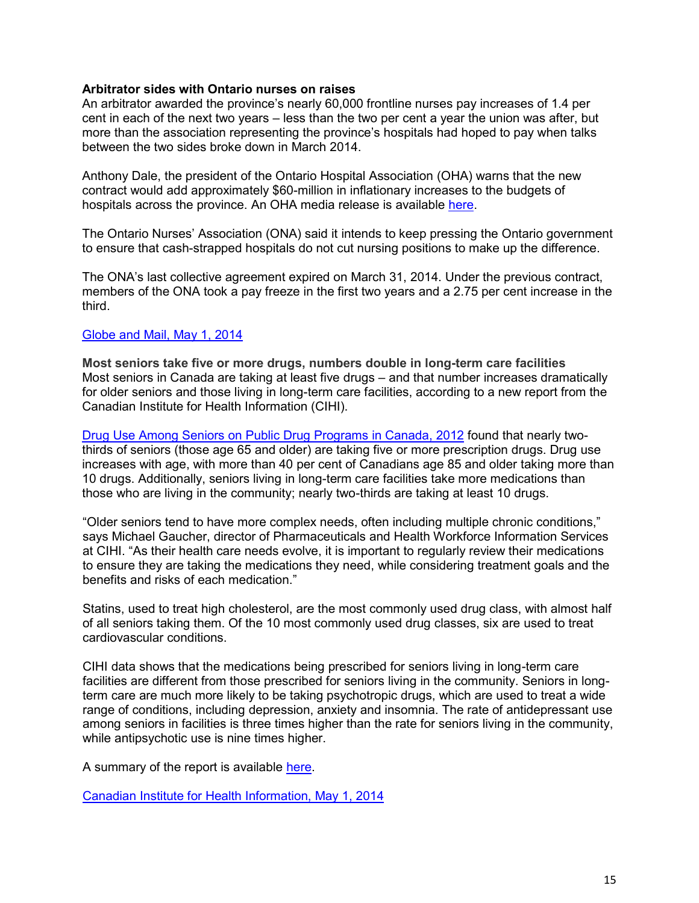**Arbitrator sides with Ontario nurses on raises**

An arbitrator awarded the province's nearly 60,000 frontline nurses pay increases of 1.4 per cent in each of the next two years – less than the two per cent a year the union was after, but more than the association representing the province's hospitals had hoped to pay when talks between the two sides broke down in March 2014.

Anthony Dale, the president of the Ontario Hospital Association (OHA) warns that the new contract would add approximately $60-million in inflationary increases to the budgets of hospitals across the province. An OHA media release is available here.

The Ontario Nurses' Association (ONA) said it intends to keep pressing the Ontario government to ensure that cash-strapped hospitals do not cut nursing positions to make up the difference.

The ONA's last collective agreement expired on March 31, 2014. Under the previous contract, members of the ONA took a pay freeze in the first two years and a 2.75 per cent increase in the third.

Globe and Mail, May 1, 2014

**Most seniors take five or more drugs, numbers double in long-term care facilities**

Most seniors in Canada are taking at least five drugs – and that number increases dramatically for older seniors and those living in long-term care facilities, according to a new report from the Canadian Institute for Health Information (CIHI).

Drug Use Among Seniors on Public Drug Programs in Canada, 2012 found that nearly two-thirds of seniors (those age 65 and older) are taking five or more prescription drugs. Drug use increases with age, with more than 40 per cent of Canadians age 85 and older taking more than 10 drugs. Additionally, seniors living in long-term care facilities take more medications than those who are living in the community; nearly two-thirds are taking at least 10 drugs.

"Older seniors tend to have more complex needs, often including multiple chronic conditions," says Michael Gaucher, director of Pharmaceuticals and Health Workforce Information Services at CIHI. "As their health care needs evolve, it is important to regularly review their medications to ensure they are taking the medications they need, while considering treatment goals and the benefits and risks of each medication."

Statins, used to treat high cholesterol, are the most commonly used drug class, with almost half of all seniors taking them. Of the 10 most commonly used drug classes, six are used to treat cardiovascular conditions.

CIHI data shows that the medications being prescribed for seniors living in long-term care facilities are different from those prescribed for seniors living in the community. Seniors in long-term care are much more likely to be taking psychotropic drugs, which are used to treat a wide range of conditions, including depression, anxiety and insomnia. The rate of antidepressant use among seniors in facilities is three times higher than the rate for seniors living in the community, while antipsychotic use is nine times higher.

A summary of the report is available here.

Canadian Institute for Health Information, May 1, 2014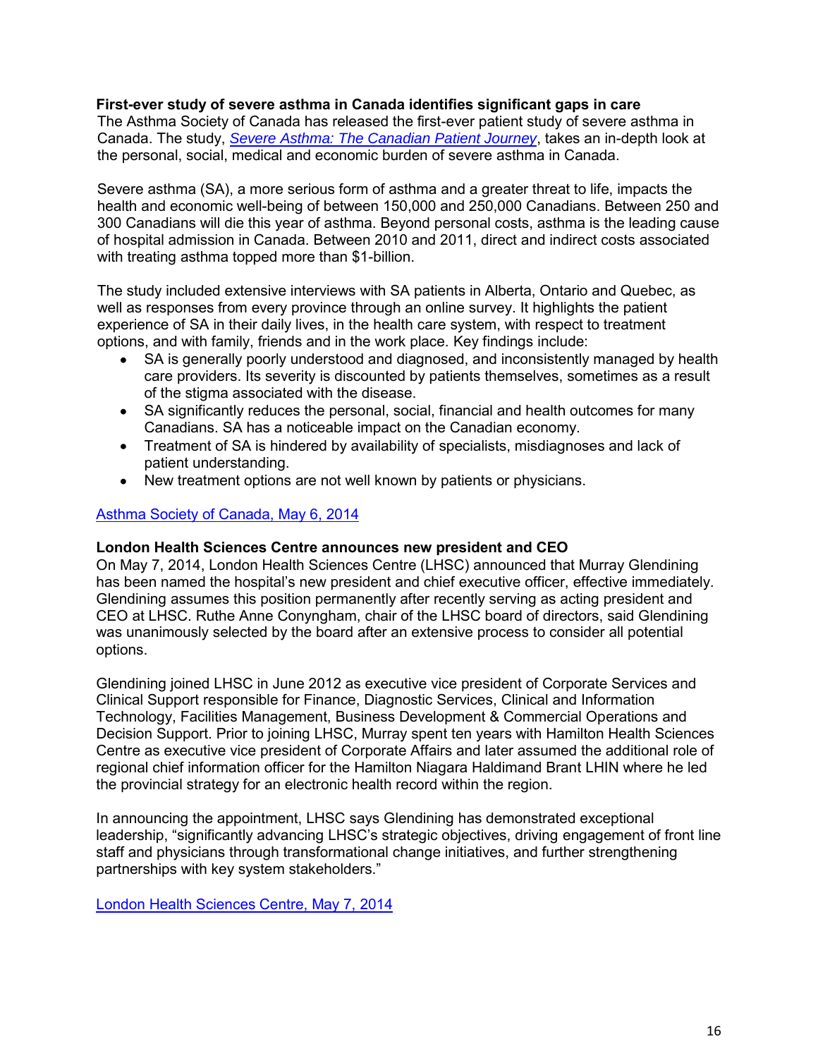**First-ever study of severe asthma in Canada identifies significant gaps in care**

The Asthma Society of Canada has released the first-ever patient study of severe asthma in Canada. The study, *Severe Asthma: The Canadian Patient Journey*, takes an in-depth look at the personal, social, medical and economic burden of severe asthma in Canada.

Severe asthma (SA), a more serious form of asthma and a greater threat to life, impacts the health and economic well-being of between 150,000 and 250,000 Canadians. Between 250 and 300 Canadians will die this year of asthma. Beyond personal costs, asthma is the leading cause of hospital admission in Canada. Between 2010 and 2011, direct and indirect costs associated with treating asthma topped more than $1-billion.

The study included extensive interviews with SA patients in Alberta, Ontario and Quebec, as well as responses from every province through an online survey. It highlights the patient experience of SA in their daily lives, in the health care system, with respect to treatment options, and with family, friends and in the work place. Key findings include:

- SA is generally poorly understood and diagnosed, and inconsistently managed by health care providers. Its severity is discounted by patients themselves, sometimes as a result of the stigma associated with the disease.
- SA significantly reduces the personal, social, financial and health outcomes for many Canadians. SA has a noticeable impact on the Canadian economy.
- Treatment of SA is hindered by availability of specialists, misdiagnoses and lack of patient understanding.
- New treatment options are not well known by patients or physicians.

Asthma Society of Canada, May 6, 2014

**London Health Sciences Centre announces new president and CEO**

On May 7, 2014, London Health Sciences Centre (LHSC) announced that Murray Glendining has been named the hospital's new president and chief executive officer, effective immediately. Glendining assumes this position permanently after recently serving as acting president and CEO at LHSC. Ruthe Anne Conyngham, chair of the LHSC board of directors, said Glendining was unanimously selected by the board after an extensive process to consider all potential options.

Glendining joined LHSC in June 2012 as executive vice president of Corporate Services and Clinical Support responsible for Finance, Diagnostic Services, Clinical and Information Technology, Facilities Management, Business Development & Commercial Operations and Decision Support. Prior to joining LHSC, Murray spent ten years with Hamilton Health Sciences Centre as executive vice president of Corporate Affairs and later assumed the additional role of regional chief information officer for the Hamilton Niagara Haldimand Brant LHIN where he led the provincial strategy for an electronic health record within the region.

In announcing the appointment, LHSC says Glendining has demonstrated exceptional leadership, "significantly advancing LHSC's strategic objectives, driving engagement of front line staff and physicians through transformational change initiatives, and further strengthening partnerships with key system stakeholders."

London Health Sciences Centre, May 7, 2014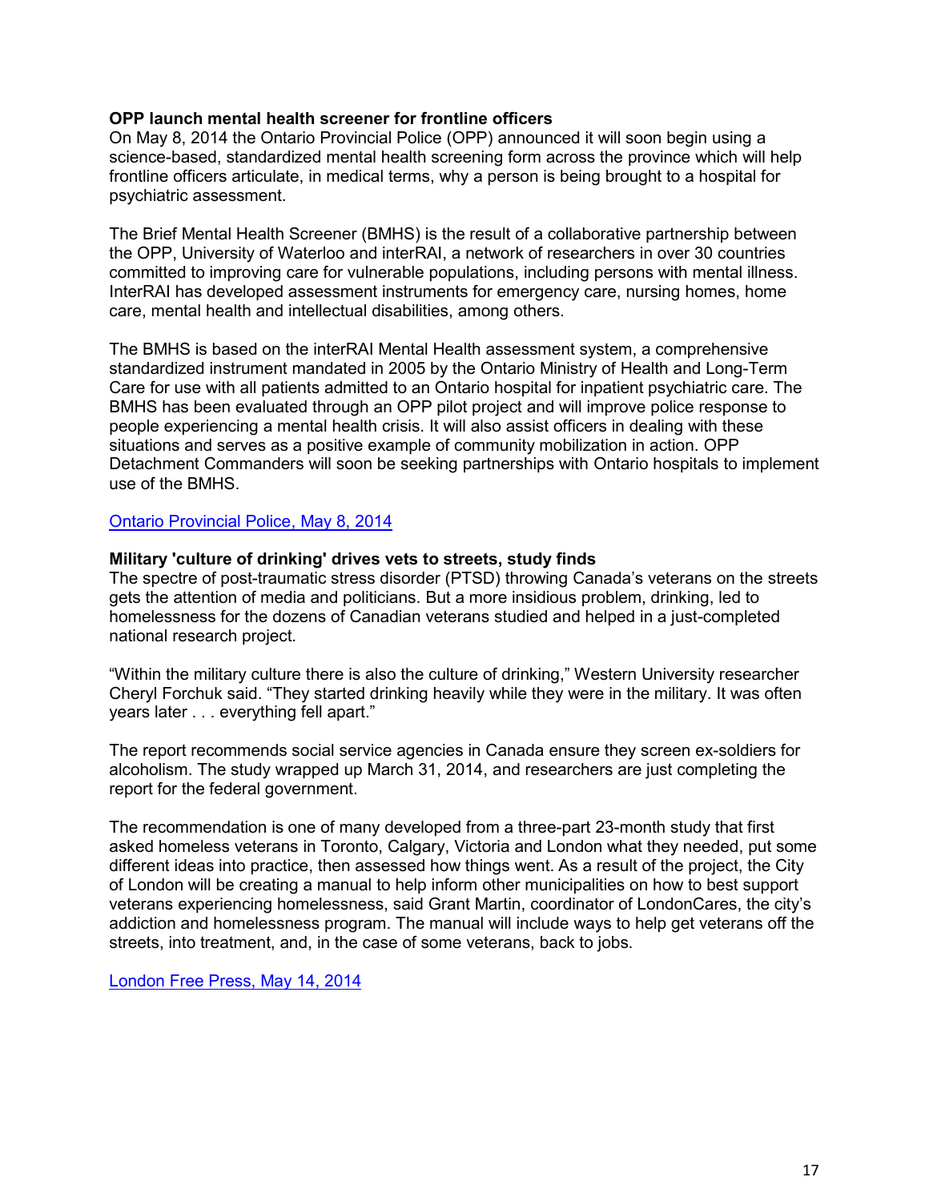**OPP launch mental health screener for frontline officers**
On May 8, 2014 the Ontario Provincial Police (OPP) announced it will soon begin using a science-based, standardized mental health screening form across the province which will help frontline officers articulate, in medical terms, why a person is being brought to a hospital for psychiatric assessment.

The Brief Mental Health Screener (BMHS) is the result of a collaborative partnership between the OPP, University of Waterloo and interRAI, a network of researchers in over 30 countries committed to improving care for vulnerable populations, including persons with mental illness. InterRAI has developed assessment instruments for emergency care, nursing homes, home care, mental health and intellectual disabilities, among others.

The BMHS is based on the interRAI Mental Health assessment system, a comprehensive standardized instrument mandated in 2005 by the Ontario Ministry of Health and Long-Term Care for use with all patients admitted to an Ontario hospital for inpatient psychiatric care. The BMHS has been evaluated through an OPP pilot project and will improve police response to people experiencing a mental health crisis. It will also assist officers in dealing with these situations and serves as a positive example of community mobilization in action. OPP Detachment Commanders will soon be seeking partnerships with Ontario hospitals to implement use of the BMHS.

Ontario Provincial Police, May 8, 2014

**Military 'culture of drinking' drives vets to streets, study finds**
The spectre of post-traumatic stress disorder (PTSD) throwing Canada's veterans on the streets gets the attention of media and politicians. But a more insidious problem, drinking, led to homelessness for the dozens of Canadian veterans studied and helped in a just-completed national research project.

"Within the military culture there is also the culture of drinking," Western University researcher Cheryl Forchuk said. "They started drinking heavily while they were in the military. It was often years later . . . everything fell apart."

The report recommends social service agencies in Canada ensure they screen ex-soldiers for alcoholism. The study wrapped up March 31, 2014, and researchers are just completing the report for the federal government.

The recommendation is one of many developed from a three-part 23-month study that first asked homeless veterans in Toronto, Calgary, Victoria and London what they needed, put some different ideas into practice, then assessed how things went. As a result of the project, the City of London will be creating a manual to help inform other municipalities on how to best support veterans experiencing homelessness, said Grant Martin, coordinator of LondonCares, the city's addiction and homelessness program. The manual will include ways to help get veterans off the streets, into treatment, and, in the case of some veterans, back to jobs.

London Free Press, May 14, 2014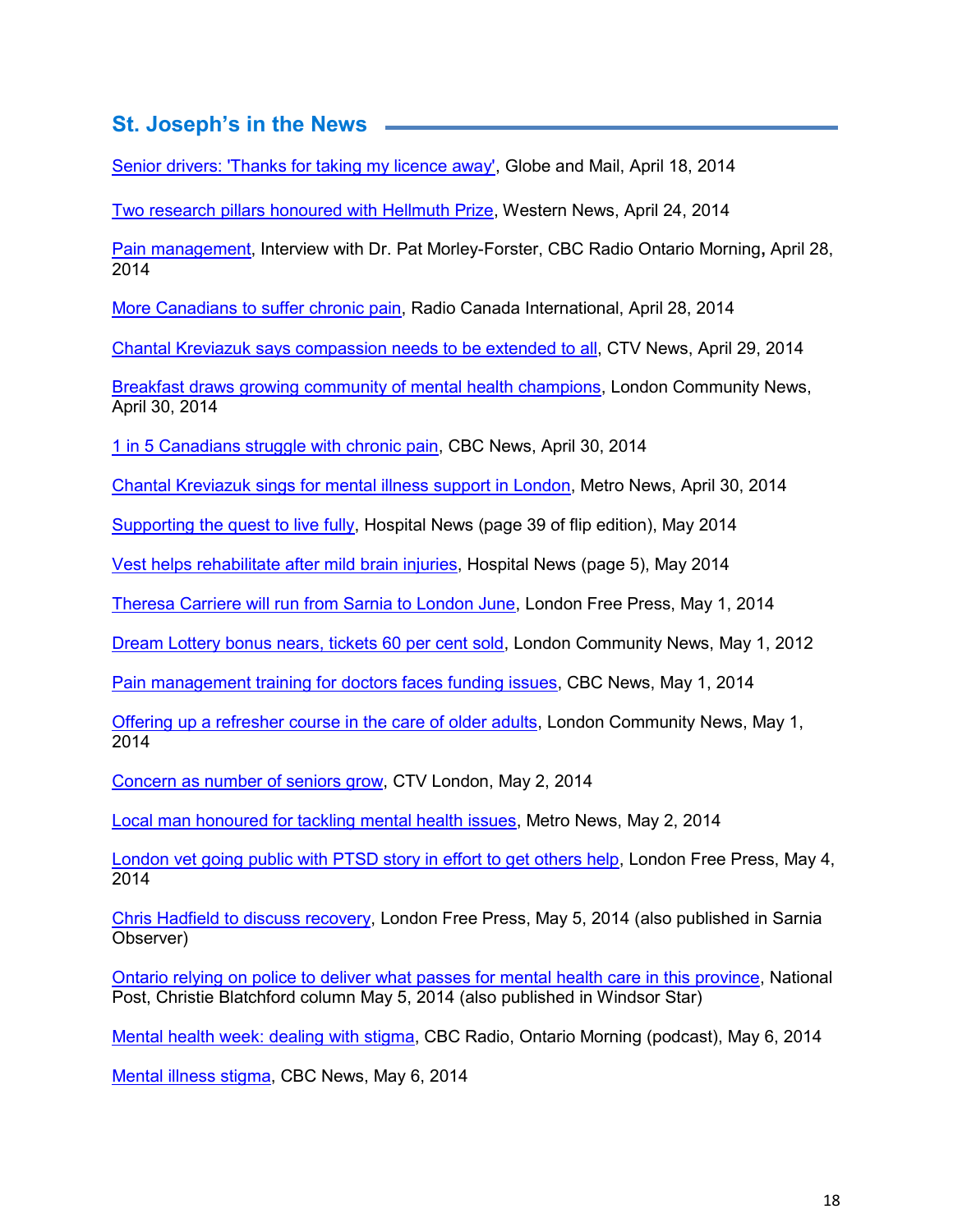## St. Joseph's in the News

Senior drivers: 'Thanks for taking my licence away', Globe and Mail, April 18, 2014

Two research pillars honoured with Hellmuth Prize, Western News, April 24, 2014

Pain management, Interview with Dr. Pat Morley-Forster, CBC Radio Ontario Morning**,** April 28, 2014

More Canadians to suffer chronic pain, Radio Canada International, April 28, 2014

Chantal Kreviazuk says compassion needs to be extended to all, CTV News, April 29, 2014

Breakfast draws growing community of mental health champions, London Community News, April 30, 2014

1 in 5 Canadians struggle with chronic pain, CBC News, April 30, 2014

Chantal Kreviazuk sings for mental illness support in London, Metro News, April 30, 2014

Supporting the quest to live fully, Hospital News (page 39 of flip edition), May 2014

Vest helps rehabilitate after mild brain injuries, Hospital News (page 5), May 2014

Theresa Carriere will run from Sarnia to London June, London Free Press, May 1, 2014

Dream Lottery bonus nears, tickets 60 per cent sold, London Community News, May 1, 2012

Pain management training for doctors faces funding issues, CBC News, May 1, 2014

Offering up a refresher course in the care of older adults, London Community News, May 1, 2014

Concern as number of seniors grow, CTV London, May 2, 2014

Local man honoured for tackling mental health issues, Metro News, May 2, 2014

London vet going public with PTSD story in effort to get others help, London Free Press, May 4, 2014

Chris Hadfield to discuss recovery, London Free Press, May 5, 2014 (also published in Sarnia Observer)

Ontario relying on police to deliver what passes for mental health care in this province, National Post, Christie Blatchford column May 5, 2014 (also published in Windsor Star)

Mental health week: dealing with stigma, CBC Radio, Ontario Morning (podcast), May 6, 2014

Mental illness stigma, CBC News, May 6, 2014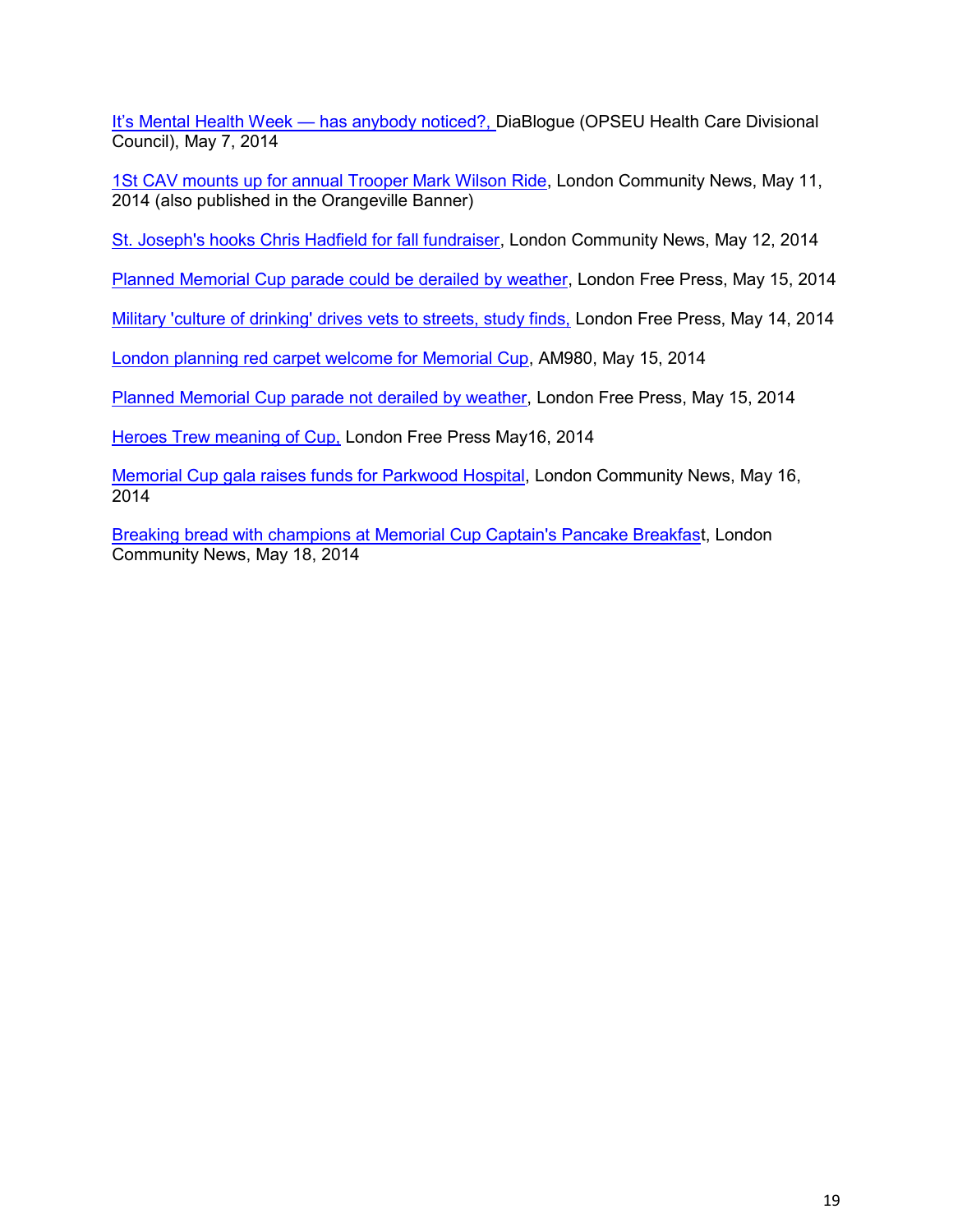It’s Mental Health Week — has anybody noticed?, DiaBlogue (OPSEU Health Care Divisional Council), May 7, 2014

1St CAV mounts up for annual Trooper Mark Wilson Ride, London Community News, May 11, 2014 (also published in the Orangeville Banner)

St. Joseph's hooks Chris Hadfield for fall fundraiser, London Community News, May 12, 2014

Planned Memorial Cup parade could be derailed by weather, London Free Press, May 15, 2014

Military 'culture of drinking' drives vets to streets, study finds, London Free Press, May 14, 2014

London planning red carpet welcome for Memorial Cup, AM980, May 15, 2014

Planned Memorial Cup parade not derailed by weather, London Free Press, May 15, 2014

Heroes Trew meaning of Cup, London Free Press May16, 2014

Memorial Cup gala raises funds for Parkwood Hospital, London Community News, May 16, 2014

Breaking bread with champions at Memorial Cup Captain's Pancake Breakfast, London Community News, May 18, 2014